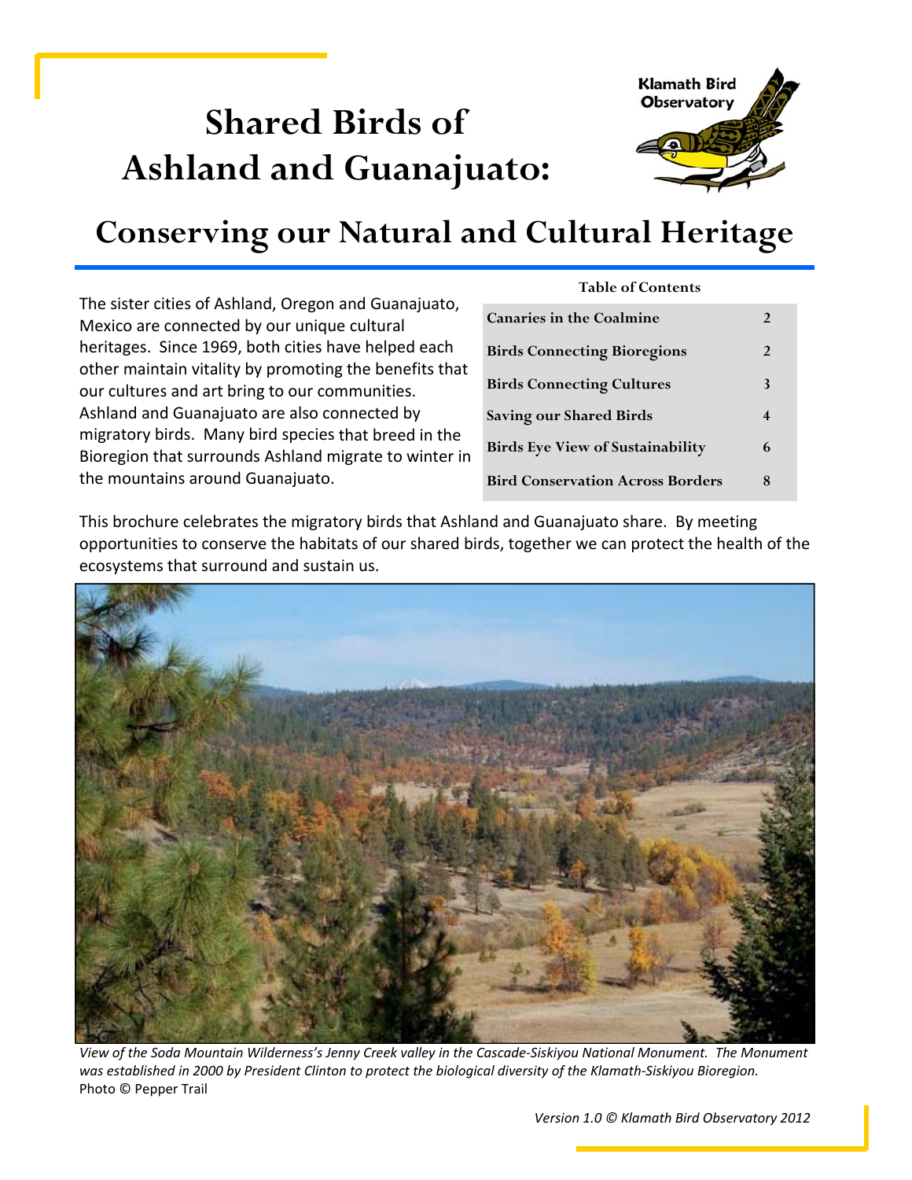# Shared Birds of Ashland and Guanajuato:

Klamath Bird Observatory

## Conserving our Natural and Cultural Heritage

The sister cities of Ashland, Oregon and Guanajuato, Mexico are connected by our unique cultural heritages. Since 1969, both cities have helped each other maintain vitality by promoting the benefits that our cultures and art bring to our communities. Ashland and Guanajuato are also connected by migratory birds. Many bird species that breed in the Bioregion that surrounds Ashland migrate to winter in the mountains around Guanajuato.

**Table of Contents**

| Section | Page |
|---|---|
| Canaries in the Coalmine | 2 |
| Birds Connecting Bioregions | 2 |
| Birds Connecting Cultures | 3 |
| Saving our Shared Birds | 4 |
| Birds Eye View of Sustainability | 6 |
| Bird Conservation Across Borders | 8 |

This brochure celebrates the migratory birds that Ashland and Guanajuato share. By meeting opportunities to conserve the habitats of our shared birds, together we can protect the health of the ecosystems that surround and sustain us.

*View of the Soda Mountain Wilderness's Jenny Creek valley in the Cascade-Siskiyou National Monument. The Monument was established in 2000 by President Clinton to protect the biological diversity of the Klamath-Siskiyou Bioregion.* Photo © Pepper Trail

*Version 1.0 © Klamath Bird Observatory 2012*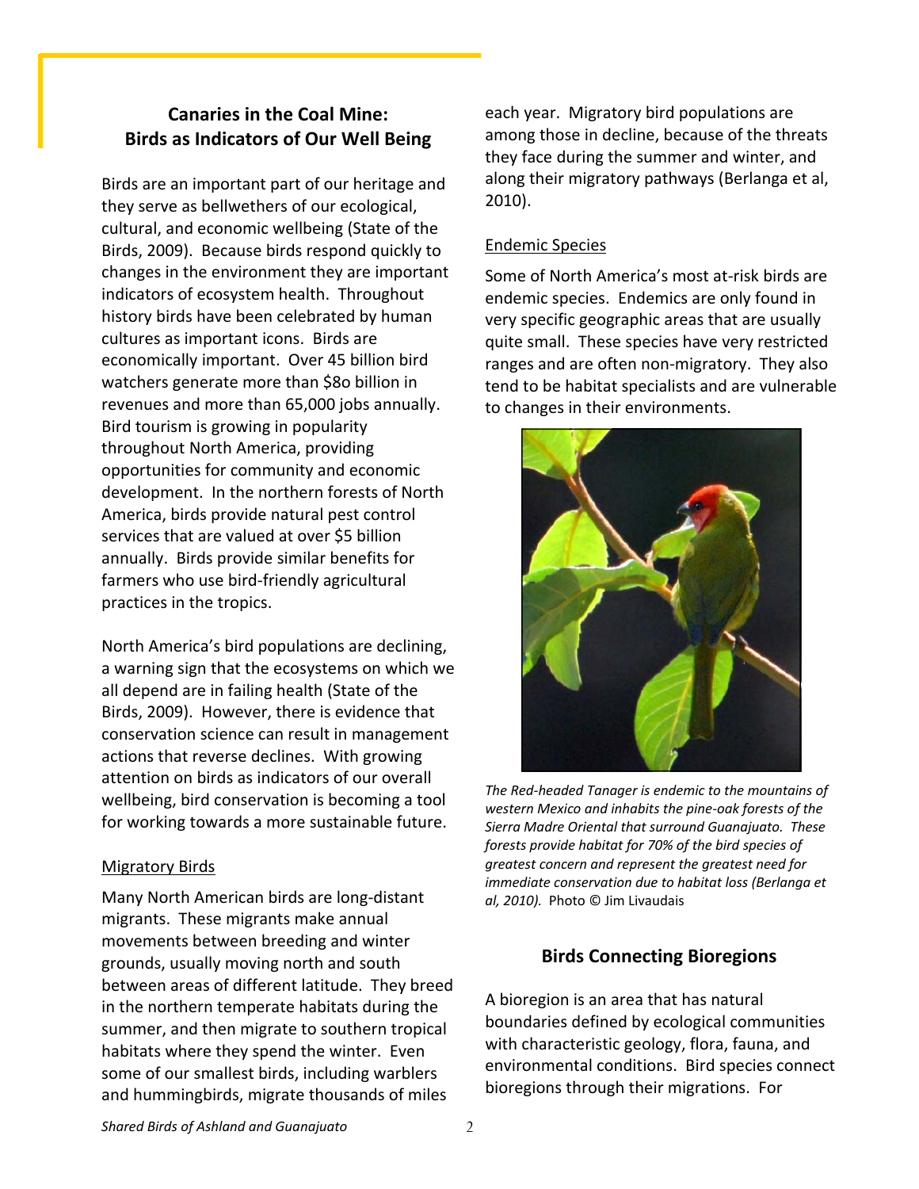## Canaries in the Coal Mine: Birds as Indicators of Our Well Being

Birds are an important part of our heritage and they serve as bellwethers of our ecological, cultural, and economic wellbeing (State of the Birds, 2009). Because birds respond quickly to changes in the environment they are important indicators of ecosystem health. Throughout history birds have been celebrated by human cultures as important icons. Birds are economically important. Over 45 billion bird watchers generate more than $8o billion in revenues and more than 65,000 jobs annually. Bird tourism is growing in popularity throughout North America, providing opportunities for community and economic development. In the northern forests of North America, birds provide natural pest control services that are valued at over $5 billion annually. Birds provide similar benefits for farmers who use bird-friendly agricultural practices in the tropics.

North America's bird populations are declining, a warning sign that the ecosystems on which we all depend are in failing health (State of the Birds, 2009). However, there is evidence that conservation science can result in management actions that reverse declines. With growing attention on birds as indicators of our overall wellbeing, bird conservation is becoming a tool for working towards a more sustainable future.

### Migratory Birds

Many North American birds are long-distant migrants. These migrants make annual movements between breeding and winter grounds, usually moving north and south between areas of different latitude. They breed in the northern temperate habitats during the summer, and then migrate to southern tropical habitats where they spend the winter. Even some of our smallest birds, including warblers and hummingbirds, migrate thousands of miles each year. Migratory bird populations are among those in decline, because of the threats they face during the summer and winter, and along their migratory pathways (Berlanga et al, 2010).

### Endemic Species

Some of North America's most at-risk birds are endemic species. Endemics are only found in very specific geographic areas that are usually quite small. These species have very restricted ranges and are often non-migratory. They also tend to be habitat specialists and are vulnerable to changes in their environments.

*The Red-headed Tanager is endemic to the mountains of western Mexico and inhabits the pine-oak forests of the Sierra Madre Oriental that surround Guanajuato. These forests provide habitat for 70% of the bird species of greatest concern and represent the greatest need for immediate conservation due to habitat loss (Berlanga et al, 2010).* Photo © Jim Livaudais

## Birds Connecting Bioregions

A bioregion is an area that has natural boundaries defined by ecological communities with characteristic geology, flora, fauna, and environmental conditions. Bird species connect bioregions through their migrations. For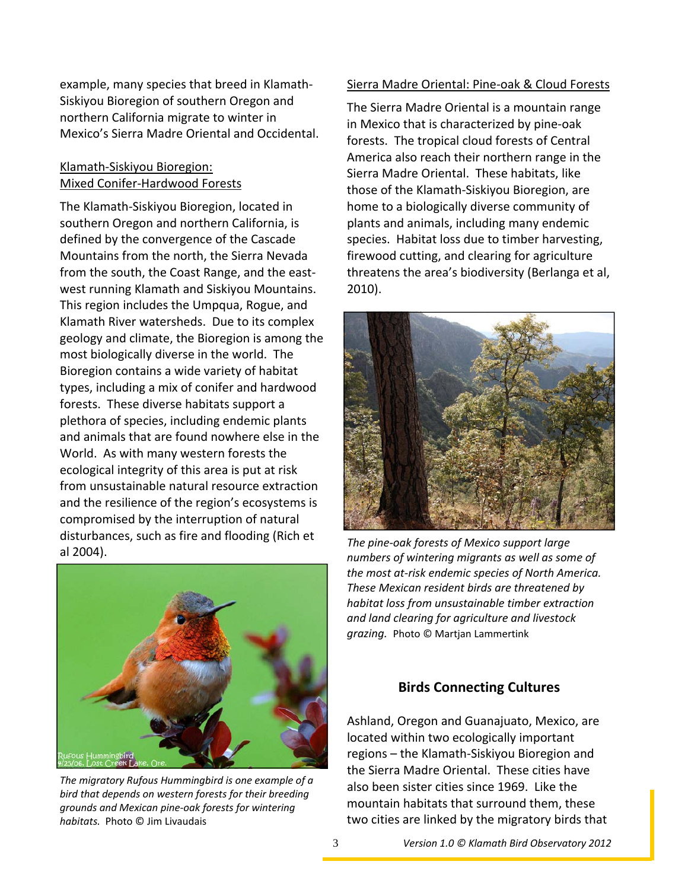example, many species that breed in Klamath-Siskiyou Bioregion of southern Oregon and northern California migrate to winter in Mexico's Sierra Madre Oriental and Occidental.

Klamath-Siskiyou Bioregion: Mixed Conifer-Hardwood Forests

The Klamath-Siskiyou Bioregion, located in southern Oregon and northern California, is defined by the convergence of the Cascade Mountains from the north, the Sierra Nevada from the south, the Coast Range, and the east-west running Klamath and Siskiyou Mountains. This region includes the Umpqua, Rogue, and Klamath River watersheds. Due to its complex geology and climate, the Bioregion is among the most biologically diverse in the world. The Bioregion contains a wide variety of habitat types, including a mix of conifer and hardwood forests. These diverse habitats support a plethora of species, including endemic plants and animals that are found nowhere else in the World. As with many western forests the ecological integrity of this area is put at risk from unsustainable natural resource extraction and the resilience of the region's ecosystems is compromised by the interruption of natural disturbances, such as fire and flooding (Rich et al 2004).

*The migratory Rufous Hummingbird is one example of a bird that depends on western forests for their breeding grounds and Mexican pine-oak forests for wintering habitats.* Photo © Jim Livaudais

Sierra Madre Oriental: Pine-oak & Cloud Forests

The Sierra Madre Oriental is a mountain range in Mexico that is characterized by pine-oak forests. The tropical cloud forests of Central America also reach their northern range in the Sierra Madre Oriental. These habitats, like those of the Klamath-Siskiyou Bioregion, are home to a biologically diverse community of plants and animals, including many endemic species. Habitat loss due to timber harvesting, firewood cutting, and clearing for agriculture threatens the area's biodiversity (Berlanga et al, 2010).

*The pine-oak forests of Mexico support large numbers of wintering migrants as well as some of the most at-risk endemic species of North America. These Mexican resident birds are threatened by habitat loss from unsustainable timber extraction and land clearing for agriculture and livestock grazing.* Photo © Martjan Lammertink

## Birds Connecting Cultures

Ashland, Oregon and Guanajuato, Mexico, are located within two ecologically important regions – the Klamath-Siskiyou Bioregion and the Sierra Madre Oriental. These cities have also been sister cities since 1969. Like the mountain habitats that surround them, these two cities are linked by the migratory birds that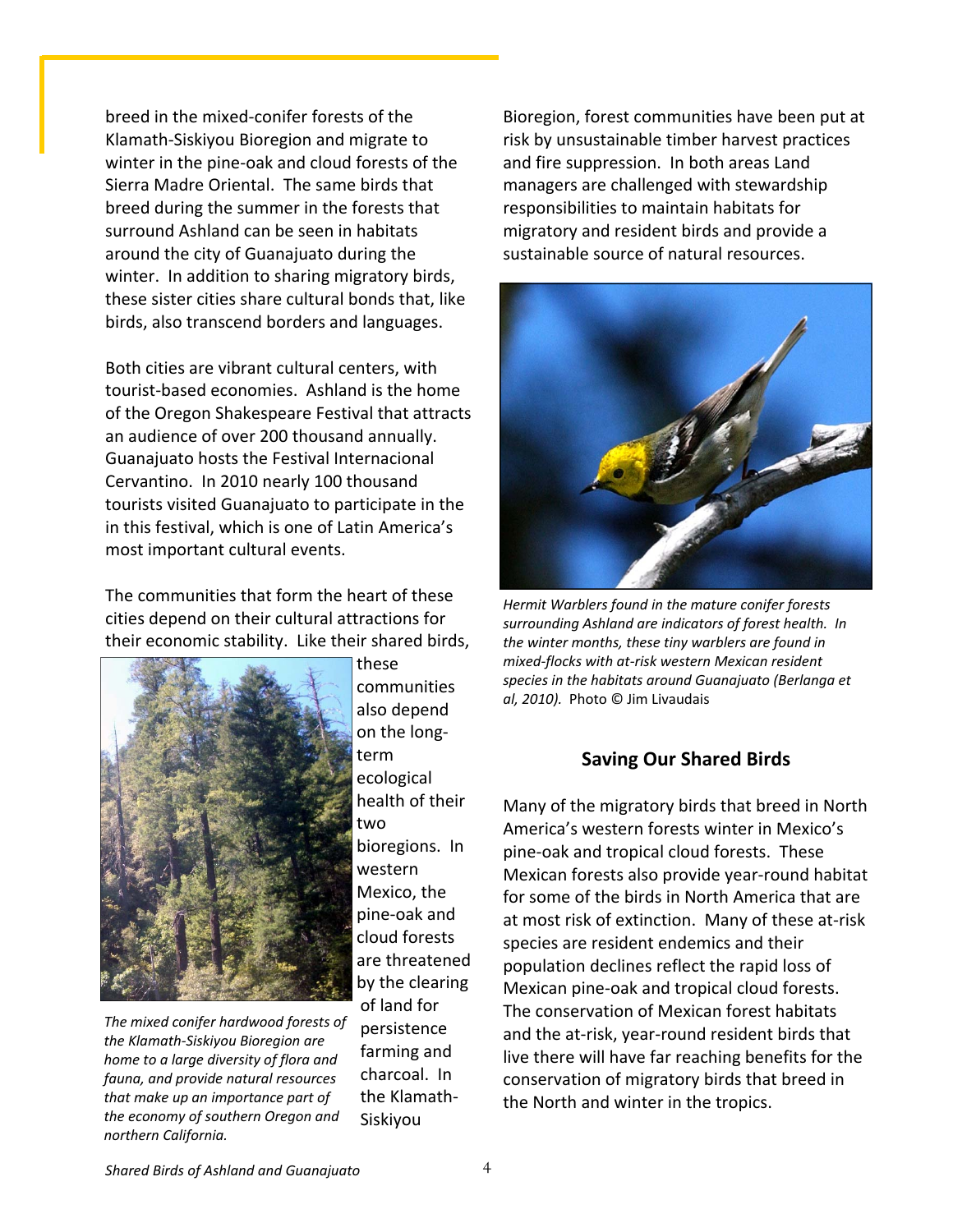breed in the mixed-conifer forests of the Klamath-Siskiyou Bioregion and migrate to winter in the pine-oak and cloud forests of the Sierra Madre Oriental. The same birds that breed during the summer in the forests that surround Ashland can be seen in habitats around the city of Guanajuato during the winter. In addition to sharing migratory birds, these sister cities share cultural bonds that, like birds, also transcend borders and languages.

Both cities are vibrant cultural centers, with tourist-based economies. Ashland is the home of the Oregon Shakespeare Festival that attracts an audience of over 200 thousand annually. Guanajuato hosts the Festival Internacional Cervantino. In 2010 nearly 100 thousand tourists visited Guanajuato to participate in the in this festival, which is one of Latin America's most important cultural events.

The communities that form the heart of these cities depend on their cultural attractions for their economic stability. Like their shared birds, these communities also depend on the long-term ecological health of their two bioregions. In western Mexico, the pine-oak and cloud forests are threatened by the clearing of land for persistence farming and charcoal. In the Klamath-Siskiyou Bioregion, forest communities have been put at risk by unsustainable timber harvest practices and fire suppression. In both areas Land managers are challenged with stewardship responsibilities to maintain habitats for migratory and resident birds and provide a sustainable source of natural resources.

*The mixed conifer hardwood forests of the Klamath-Siskiyou Bioregion are home to a large diversity of flora and fauna, and provide natural resources that make up an importance part of the economy of southern Oregon and northern California.*

*Hermit Warblers found in the mature conifer forests surrounding Ashland are indicators of forest health. In the winter months, these tiny warblers are found in mixed-flocks with at-risk western Mexican resident species in the habitats around Guanajuato (Berlanga et al, 2010).* Photo © Jim Livaudais

## Saving Our Shared Birds

Many of the migratory birds that breed in North America's western forests winter in Mexico's pine-oak and tropical cloud forests. These Mexican forests also provide year-round habitat for some of the birds in North America that are at most risk of extinction. Many of these at-risk species are resident endemics and their population declines reflect the rapid loss of Mexican pine-oak and tropical cloud forests. The conservation of Mexican forest habitats and the at-risk, year-round resident birds that live there will have far reaching benefits for the conservation of migratory birds that breed in the North and winter in the tropics.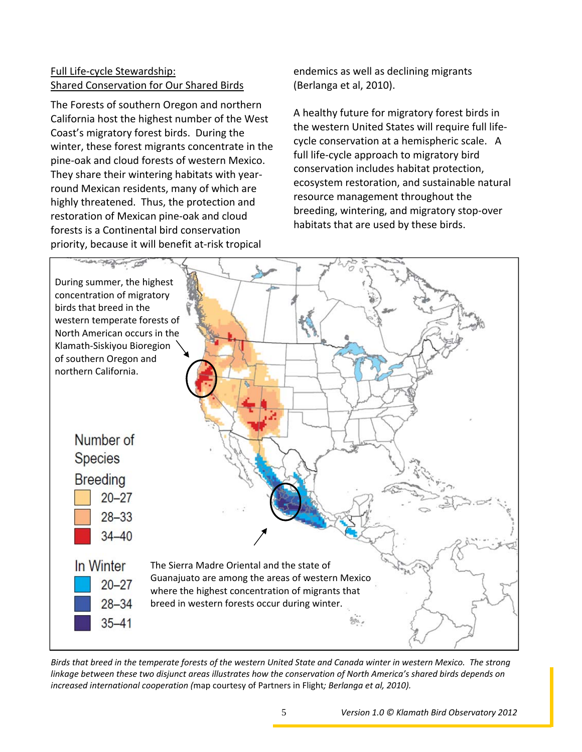## Full Life-cycle Stewardship: Shared Conservation for Our Shared Birds

The Forests of southern Oregon and northern California host the highest number of the West Coast's migratory forest birds. During the winter, these forest migrants concentrate in the pine-oak and cloud forests of western Mexico. They share their wintering habitats with year-round Mexican residents, many of which are highly threatened. Thus, the protection and restoration of Mexican pine-oak and cloud forests is a Continental bird conservation priority, because it will benefit at-risk tropical endemics as well as declining migrants (Berlanga et al, 2010).

A healthy future for migratory forest birds in the western United States will require full life-cycle conservation at a hemispheric scale. A full life-cycle approach to migratory bird conservation includes habitat protection, ecosystem restoration, and sustainable natural resource management throughout the breeding, wintering, and migratory stop-over habitats that are used by these birds.

During summer, the highest concentration of migratory birds that breed in the western temperate forests of North American occurs in the Klamath-Siskiyou Bioregion of southern Oregon and northern California.

Number of Species

| Breeding | |
|---|---|
| | 20–27 |
| | 28–33 |
| | 34–40 |

| In Winter | |
|---|---|
| | 20–27 |
| | 28–34 |
| | 35–41 |

The Sierra Madre Oriental and the state of Guanajuato are among the areas of western Mexico where the highest concentration of migrants that breed in western forests occur during winter.

*Birds that breed in the temperate forests of the western United State and Canada winter in western Mexico. The strong linkage between these two disjunct areas illustrates how the conservation of North America's shared birds depends on increased international cooperation (*map courtesy of Partners in Flight*; Berlanga et al, 2010).*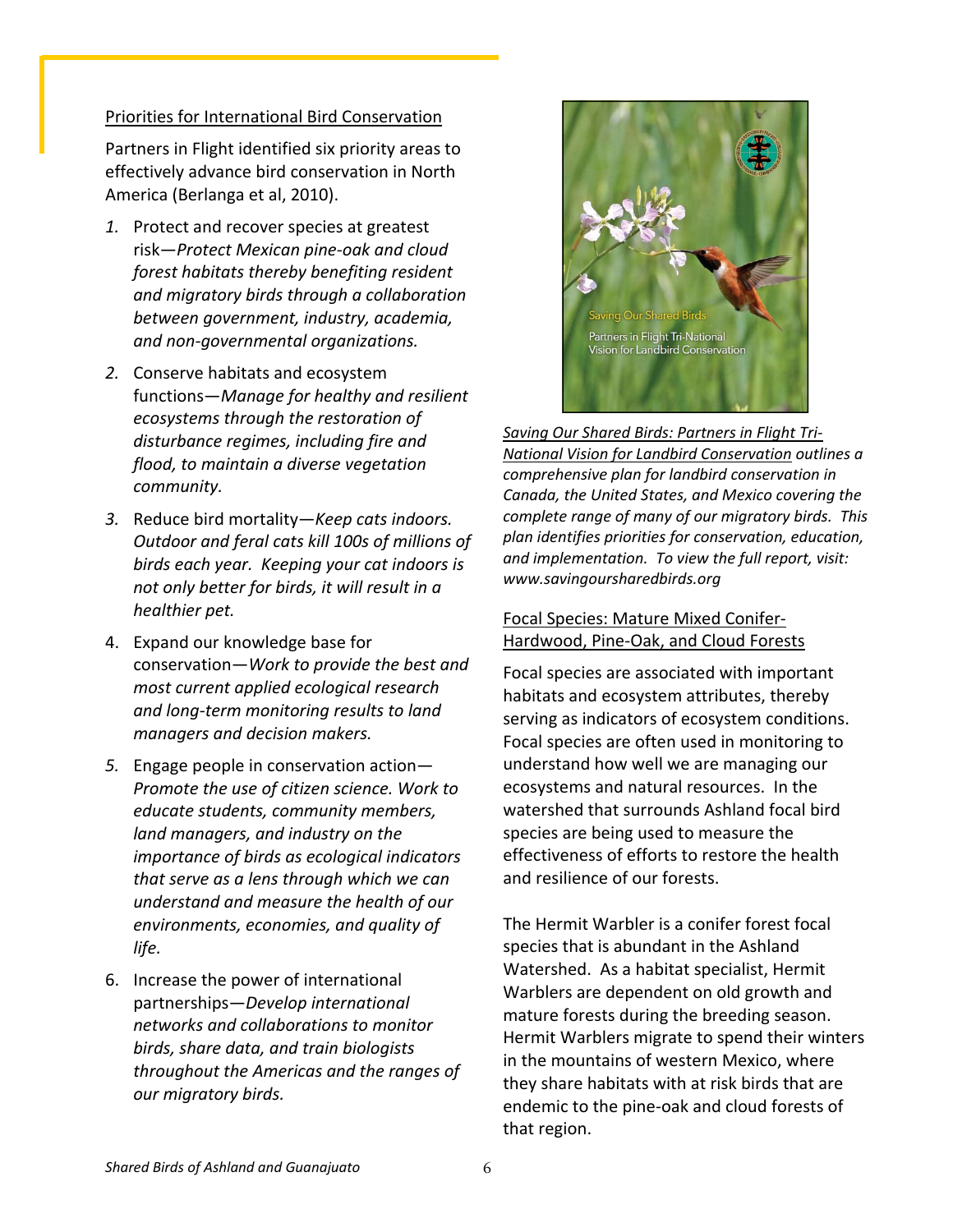## Priorities for International Bird Conservation

Partners in Flight identified six priority areas to effectively advance bird conservation in North America (Berlanga et al, 2010).

1. Protect and recover species at greatest risk—*Protect Mexican pine-oak and cloud forest habitats thereby benefiting resident and migratory birds through a collaboration between government, industry, academia, and non-governmental organizations.*
2. Conserve habitats and ecosystem functions—*Manage for healthy and resilient ecosystems through the restoration of disturbance regimes, including fire and flood, to maintain a diverse vegetation community.*
3. Reduce bird mortality—*Keep cats indoors. Outdoor and feral cats kill 100s of millions of birds each year. Keeping your cat indoors is not only better for birds, it will result in a healthier pet.*
4. Expand our knowledge base for conservation—*Work to provide the best and most current applied ecological research and long-term monitoring results to land managers and decision makers.*
5. Engage people in conservation action—*Promote the use of citizen science. Work to educate students, community members, land managers, and industry on the importance of birds as ecological indicators that serve as a lens through which we can understand and measure the health of our environments, economies, and quality of life.*
6. Increase the power of international partnerships—*Develop international networks and collaborations to monitor birds, share data, and train biologists throughout the Americas and the ranges of our migratory birds.*

Saving Our Shared Birds

Partners in Flight Tri-National Vision for Landbird Conservation

*Saving Our Shared Birds: Partners in Flight Tri-National Vision for Landbird Conservation outlines a comprehensive plan for landbird conservation in Canada, the United States, and Mexico covering the complete range of many of our migratory birds. This plan identifies priorities for conservation, education, and implementation. To view the full report, visit: www.savingoursharedbirds.org*

## Focal Species: Mature Mixed Conifer-Hardwood, Pine-Oak, and Cloud Forests

Focal species are associated with important habitats and ecosystem attributes, thereby serving as indicators of ecosystem conditions. Focal species are often used in monitoring to understand how well we are managing our ecosystems and natural resources. In the watershed that surrounds Ashland focal bird species are being used to measure the effectiveness of efforts to restore the health and resilience of our forests.

The Hermit Warbler is a conifer forest focal species that is abundant in the Ashland Watershed. As a habitat specialist, Hermit Warblers are dependent on old growth and mature forests during the breeding season. Hermit Warblers migrate to spend their winters in the mountains of western Mexico, where they share habitats with at risk birds that are endemic to the pine-oak and cloud forests of that region.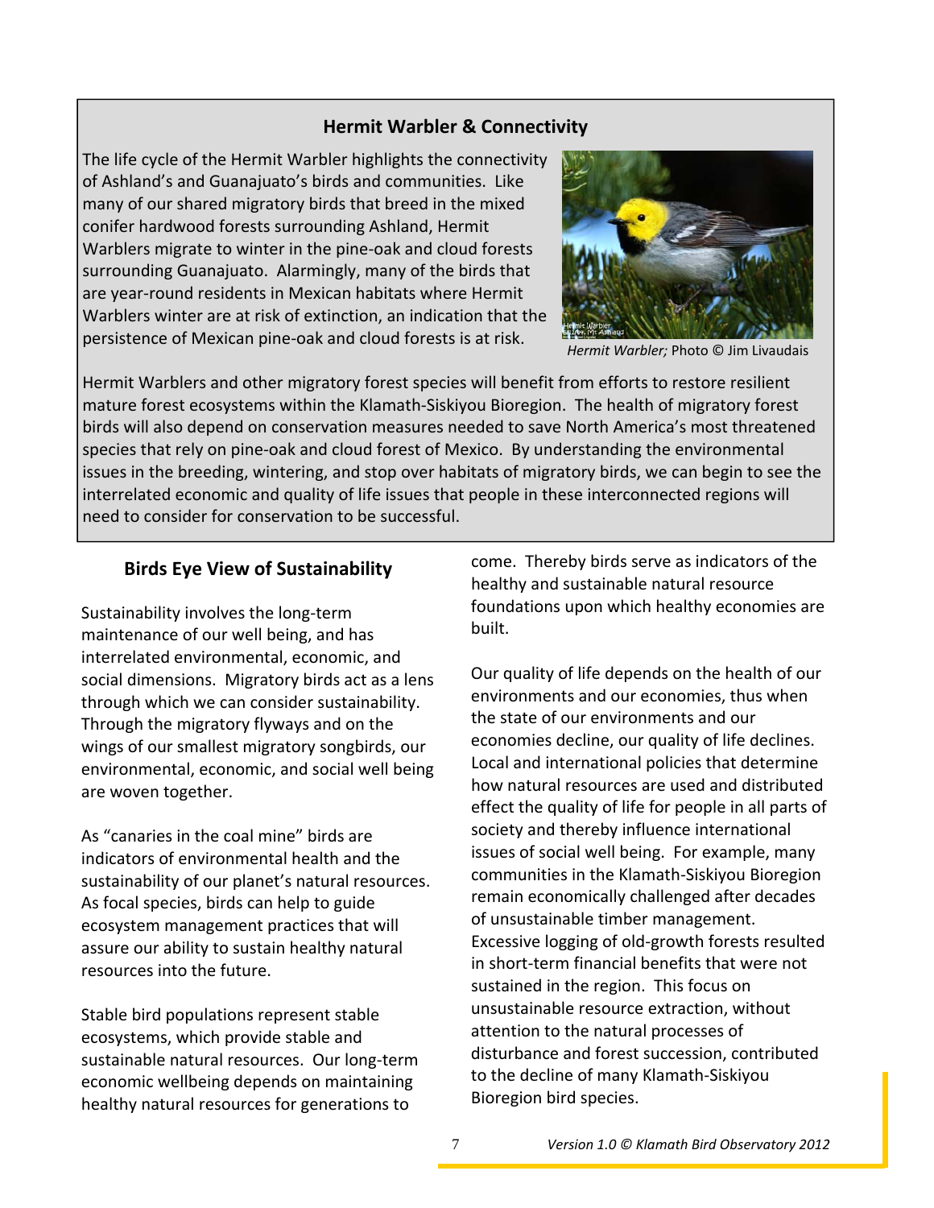## Hermit Warbler & Connectivity

The life cycle of the Hermit Warbler highlights the connectivity of Ashland's and Guanajuato's birds and communities. Like many of our shared migratory birds that breed in the mixed conifer hardwood forests surrounding Ashland, Hermit Warblers migrate to winter in the pine-oak and cloud forests surrounding Guanajuato. Alarmingly, many of the birds that are year-round residents in Mexican habitats where Hermit Warblers winter are at risk of extinction, an indication that the persistence of Mexican pine-oak and cloud forests is at risk.

*Hermit Warbler;* Photo © Jim Livaudais

Hermit Warblers and other migratory forest species will benefit from efforts to restore resilient mature forest ecosystems within the Klamath-Siskiyou Bioregion. The health of migratory forest birds will also depend on conservation measures needed to save North America's most threatened species that rely on pine-oak and cloud forest of Mexico. By understanding the environmental issues in the breeding, wintering, and stop over habitats of migratory birds, we can begin to see the interrelated economic and quality of life issues that people in these interconnected regions will need to consider for conservation to be successful.

## Birds Eye View of Sustainability

Sustainability involves the long-term maintenance of our well being, and has interrelated environmental, economic, and social dimensions. Migratory birds act as a lens through which we can consider sustainability. Through the migratory flyways and on the wings of our smallest migratory songbirds, our environmental, economic, and social well being are woven together.

As "canaries in the coal mine" birds are indicators of environmental health and the sustainability of our planet's natural resources. As focal species, birds can help to guide ecosystem management practices that will assure our ability to sustain healthy natural resources into the future.

Stable bird populations represent stable ecosystems, which provide stable and sustainable natural resources. Our long-term economic wellbeing depends on maintaining healthy natural resources for generations to come. Thereby birds serve as indicators of the healthy and sustainable natural resource foundations upon which healthy economies are built.

Our quality of life depends on the health of our environments and our economies, thus when the state of our environments and our economies decline, our quality of life declines. Local and international policies that determine how natural resources are used and distributed effect the quality of life for people in all parts of society and thereby influence international issues of social well being. For example, many communities in the Klamath-Siskiyou Bioregion remain economically challenged after decades of unsustainable timber management. Excessive logging of old-growth forests resulted in short-term financial benefits that were not sustained in the region. This focus on unsustainable resource extraction, without attention to the natural processes of disturbance and forest succession, contributed to the decline of many Klamath-Siskiyou Bioregion bird species.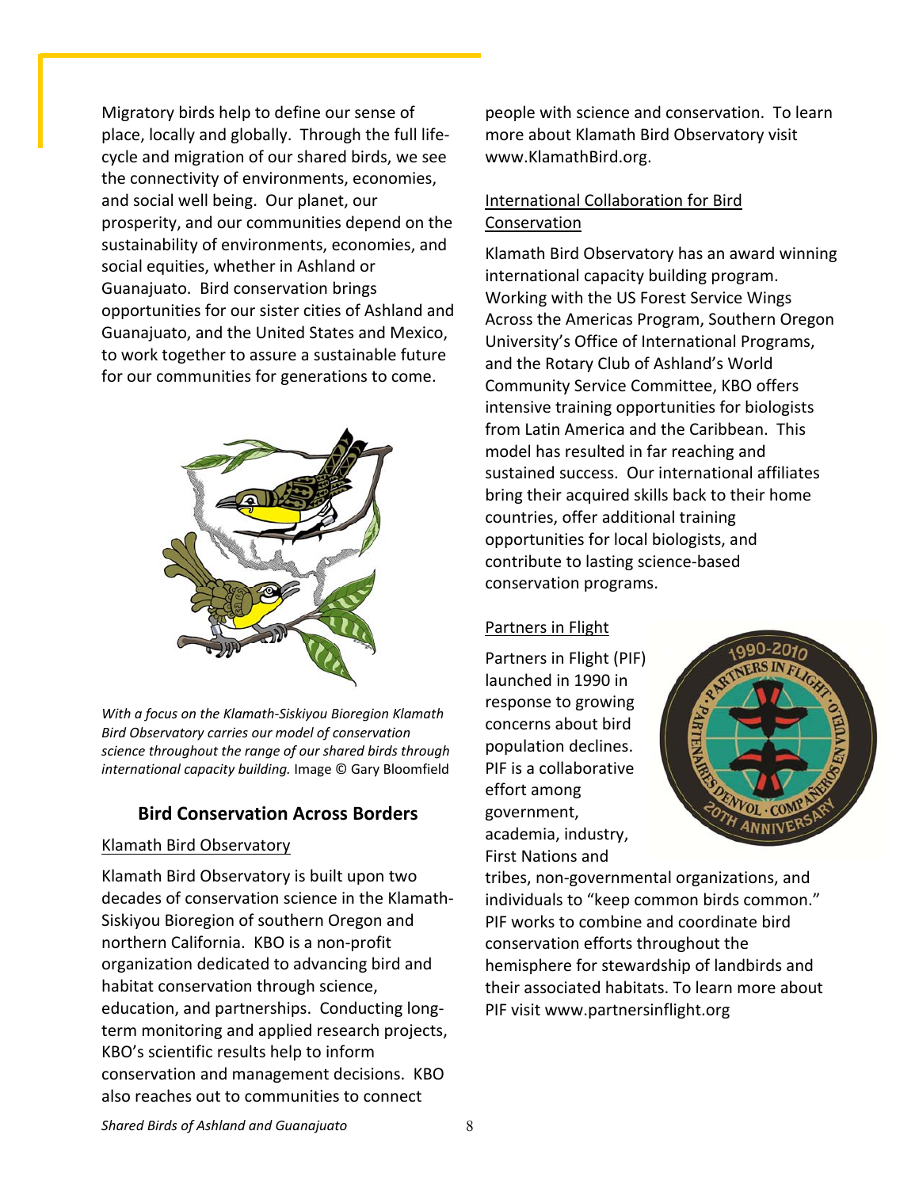Migratory birds help to define our sense of place, locally and globally. Through the full life-cycle and migration of our shared birds, we see the connectivity of environments, economies, and social well being. Our planet, our prosperity, and our communities depend on the sustainability of environments, economies, and social equities, whether in Ashland or Guanajuato. Bird conservation brings opportunities for our sister cities of Ashland and Guanajuato, and the United States and Mexico, to work together to assure a sustainable future for our communities for generations to come.

*With a focus on the Klamath-Siskiyou Bioregion Klamath Bird Observatory carries our model of conservation science throughout the range of our shared birds through international capacity building.* Image © Gary Bloomfield

## Bird Conservation Across Borders

Klamath Bird Observatory

Klamath Bird Observatory is built upon two decades of conservation science in the Klamath-Siskiyou Bioregion of southern Oregon and northern California. KBO is a non-profit organization dedicated to advancing bird and habitat conservation through science, education, and partnerships. Conducting long-term monitoring and applied research projects, KBO's scientific results help to inform conservation and management decisions. KBO also reaches out to communities to connect people with science and conservation. To learn more about Klamath Bird Observatory visit www.KlamathBird.org.

International Collaboration for Bird Conservation

Klamath Bird Observatory has an award winning international capacity building program. Working with the US Forest Service Wings Across the Americas Program, Southern Oregon University's Office of International Programs, and the Rotary Club of Ashland's World Community Service Committee, KBO offers intensive training opportunities for biologists from Latin America and the Caribbean. This model has resulted in far reaching and sustained success. Our international affiliates bring their acquired skills back to their home countries, offer additional training opportunities for local biologists, and contribute to lasting science-based conservation programs.

Partners in Flight

Partners in Flight (PIF) launched in 1990 in response to growing concerns about bird population declines. PIF is a collaborative effort among government, academia, industry, First Nations and tribes, non-governmental organizations, and individuals to "keep common birds common." PIF works to combine and coordinate bird conservation efforts throughout the hemisphere for stewardship of landbirds and their associated habitats. To learn more about PIF visit www.partnersinflight.org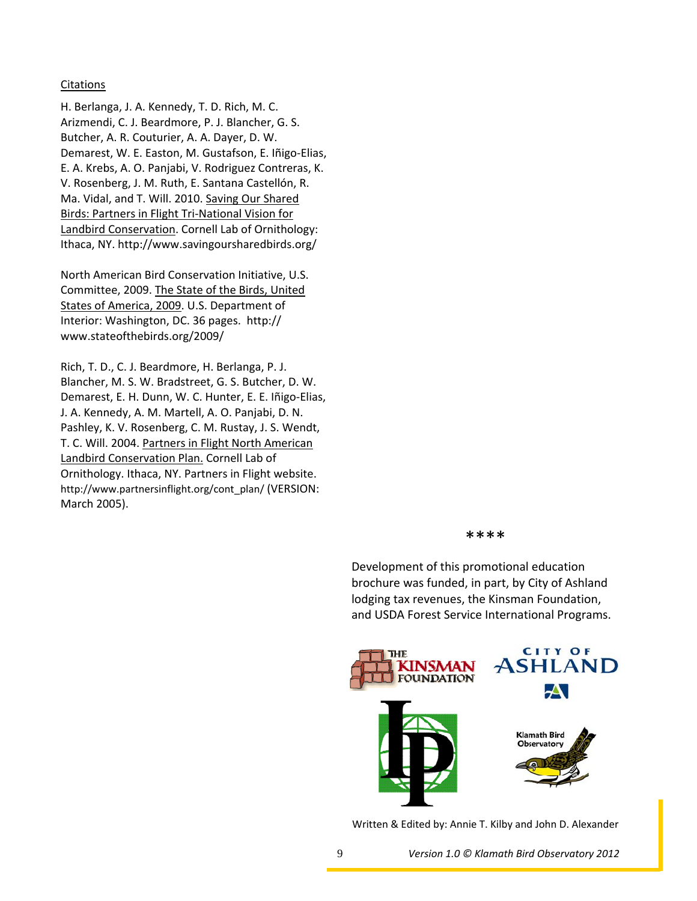Citations

H. Berlanga, J. A. Kennedy, T. D. Rich, M. C. Arizmendi, C. J. Beardmore, P. J. Blancher, G. S. Butcher, A. R. Couturier, A. A. Dayer, D. W. Demarest, W. E. Easton, M. Gustafson, E. Iñigo-Elias, E. A. Krebs, A. O. Panjabi, V. Rodriguez Contreras, K. V. Rosenberg, J. M. Ruth, E. Santana Castellón, R. Ma. Vidal, and T. Will. 2010. Saving Our Shared Birds: Partners in Flight Tri-National Vision for Landbird Conservation. Cornell Lab of Ornithology: Ithaca, NY. http://www.savingoursharedbirds.org/

North American Bird Conservation Initiative, U.S. Committee, 2009. The State of the Birds, United States of America, 2009. U.S. Department of Interior: Washington, DC. 36 pages. http://www.stateofthebirds.org/2009/

Rich, T. D., C. J. Beardmore, H. Berlanga, P. J. Blancher, M. S. W. Bradstreet, G. S. Butcher, D. W. Demarest, E. H. Dunn, W. C. Hunter, E. E. Iñigo-Elias, J. A. Kennedy, A. M. Martell, A. O. Panjabi, D. N. Pashley, K. V. Rosenberg, C. M. Rustay, J. S. Wendt, T. C. Will. 2004. Partners in Flight North American Landbird Conservation Plan. Cornell Lab of Ornithology. Ithaca, NY. Partners in Flight website. http://www.partnersinflight.org/cont_plan/ (VERSION: March 2005).

\*\*\*\*

Development of this promotional education brochure was funded, in part, by City of Ashland lodging tax revenues, the Kinsman Foundation, and USDA Forest Service International Programs.

THE KINSMAN FOUNDATION

CITY OF ASHLAND

Klamath Bird Observatory

Written & Edited by: Annie T. Kilby and John D. Alexander

*Version 1.0 © Klamath Bird Observatory 2012*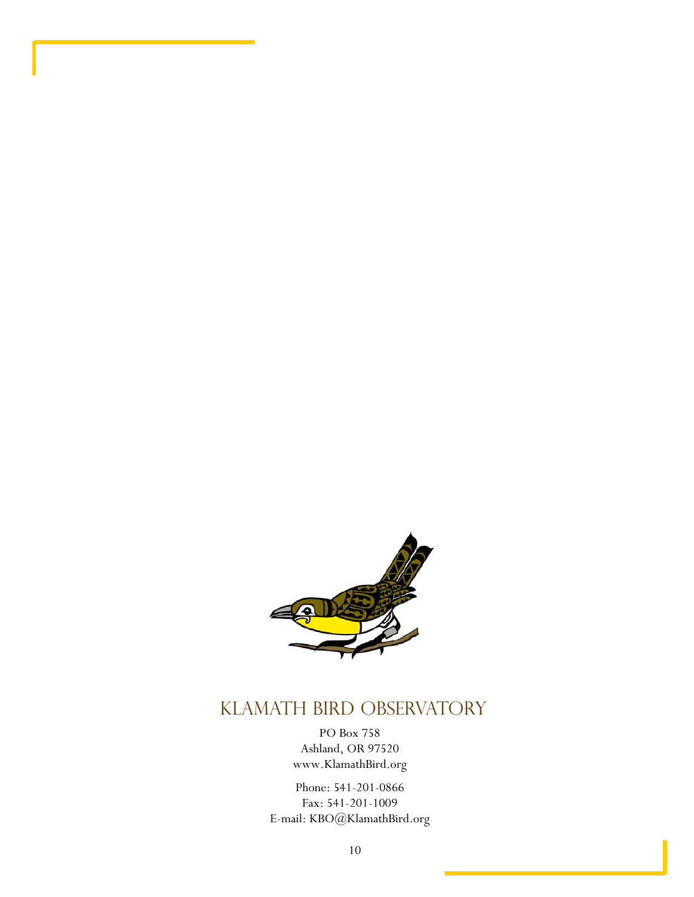# KLAMATH BIRD OBSERVATORY

PO Box 758
Ashland, OR 97520
www.KlamathBird.org

Phone: 541-201-0866
Fax: 541-201-1009
E-mail: KBO@KlamathBird.org